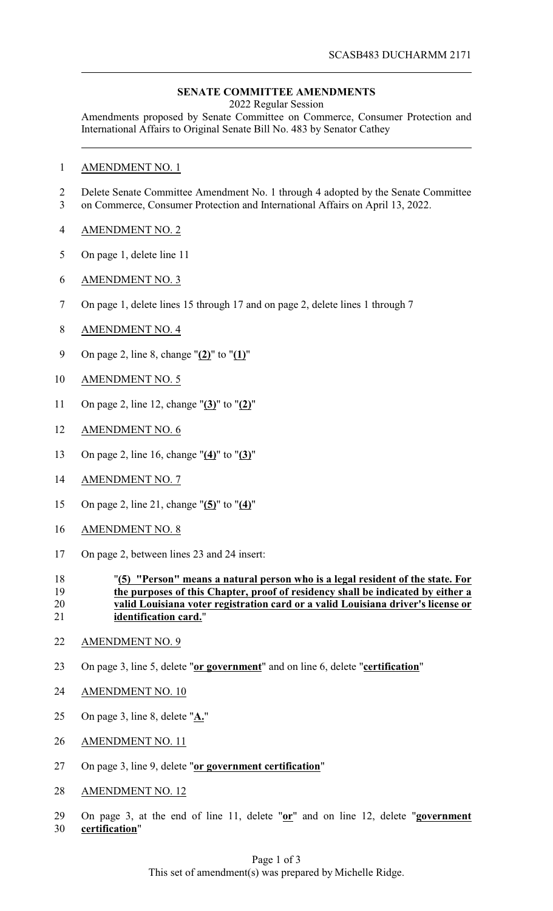SCASB483 DUCHARMM 2171

**SENATE COMMITTEE AMENDMENTS**

2022 Regular Session

Amendments proposed by Senate Committee on Commerce, Consumer Protection and International Affairs to Original Senate Bill No. 483 by Senator Cathey

AMENDMENT NO. 1

Delete Senate Committee Amendment No. 1 through 4 adopted by the Senate Committee on Commerce, Consumer Protection and International Affairs on April 13, 2022.

AMENDMENT NO. 2

On page 1, delete line 11

AMENDMENT NO. 3

On page 1, delete lines 15 through 17 and on page 2, delete lines 1 through 7

AMENDMENT NO. 4

On page 2, line 8, change "**(2)**" to "**(1)**"

AMENDMENT NO. 5

On page 2, line 12, change "**(3)**" to "**(2)**"

AMENDMENT NO. 6

On page 2, line 16, change "**(4)**" to "**(3)**"

AMENDMENT NO. 7

On page 2, line 21, change "**(5)**" to "**(4)**"

AMENDMENT NO. 8

On page 2, between lines 23 and 24 insert:

"**(5) "Person" means a natural person who is a legal resident of the state. For the purposes of this Chapter, proof of residency shall be indicated by either a valid Louisiana voter registration card or a valid Louisiana driver's license or identification card.**"

AMENDMENT NO. 9

On page 3, line 5, delete "**or government**" and on line 6, delete "**certification**"

AMENDMENT NO. 10

On page 3, line 8, delete "**A.**"

AMENDMENT NO. 11

On page 3, line 9, delete "**or government certification**"

AMENDMENT NO. 12

On page 3, at the end of line 11, delete "**or**" and on line 12, delete "**government certification**"

This set of amendment(s) was prepared by Michelle Ridge.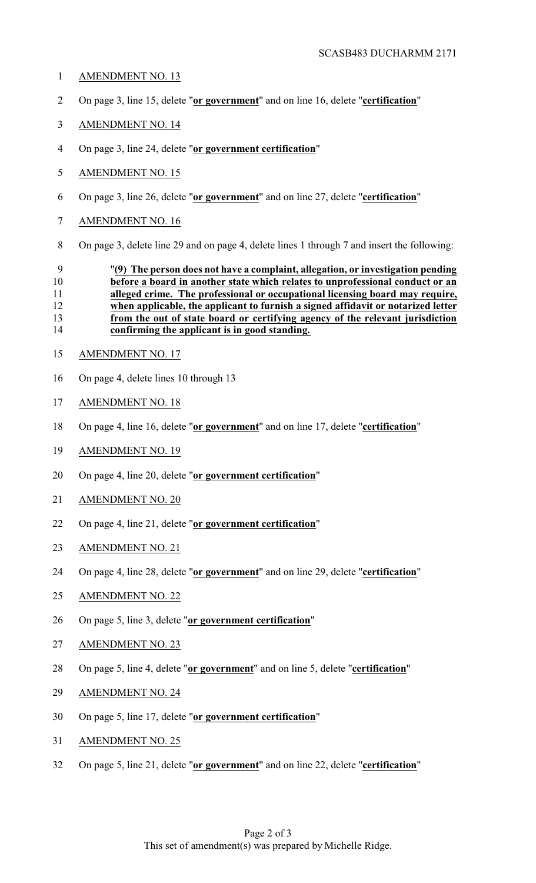AMENDMENT NO. 13

On page 3, line 15, delete "**or government**" and on line 16, delete "**certification**"

AMENDMENT NO. 14

On page 3, line 24, delete "**or government certification**"

AMENDMENT NO. 15

On page 3, line 26, delete "**or government**" and on line 27, delete "**certification**"

AMENDMENT NO. 16

On page 3, delete line 29 and on page 4, delete lines 1 through 7 and insert the following:

> "**(9) The person does not have a complaint, allegation, or investigation pending before a board in another state which relates to unprofessional conduct or an alleged crime. The professional or occupational licensing board may require, when applicable, the applicant to furnish a signed affidavit or notarized letter from the out of state board or certifying agency of the relevant jurisdiction confirming the applicant is in good standing.**

AMENDMENT NO. 17

On page 4, delete lines 10 through 13

AMENDMENT NO. 18

On page 4, line 16, delete "**or government**" and on line 17, delete "**certification**"

AMENDMENT NO. 19

On page 4, line 20, delete "**or government certification**"

AMENDMENT NO. 20

On page 4, line 21, delete "**or government certification**"

AMENDMENT NO. 21

On page 4, line 28, delete "**or government**" and on line 29, delete "**certification**"

AMENDMENT NO. 22

On page 5, line 3, delete "**or government certification**"

AMENDMENT NO. 23

On page 5, line 4, delete "**or government**" and on line 5, delete "**certification**"

AMENDMENT NO. 24

On page 5, line 17, delete "**or government certification**"

AMENDMENT NO. 25

On page 5, line 21, delete "**or government**" and on line 22, delete "**certification**"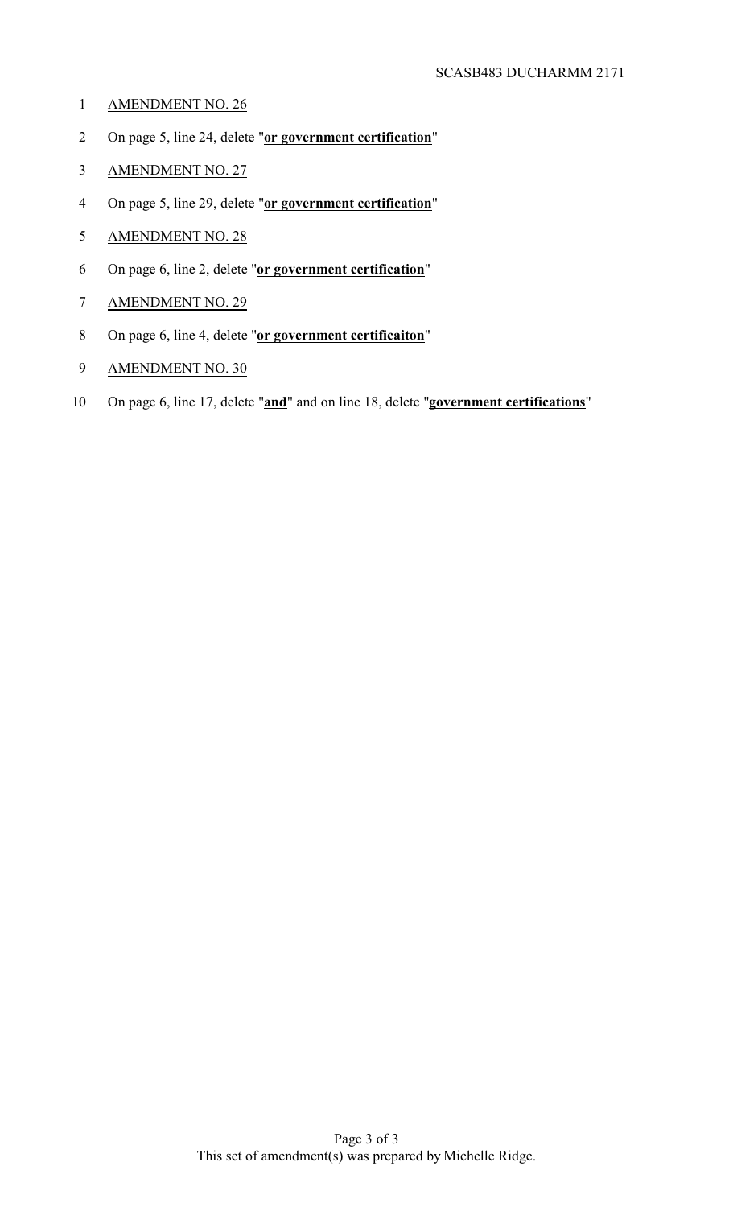AMENDMENT NO. 26

On page 5, line 24, delete "**or government certification**"

AMENDMENT NO. 27

On page 5, line 29, delete "**or government certification**"

AMENDMENT NO. 28

On page 6, line 2, delete "**or government certification**"

AMENDMENT NO. 29

On page 6, line 4, delete "**or government certificaiton**"

AMENDMENT NO. 30

On page 6, line 17, delete "**and**" and on line 18, delete "**government certifications**"

This set of amendment(s) was prepared by Michelle Ridge.